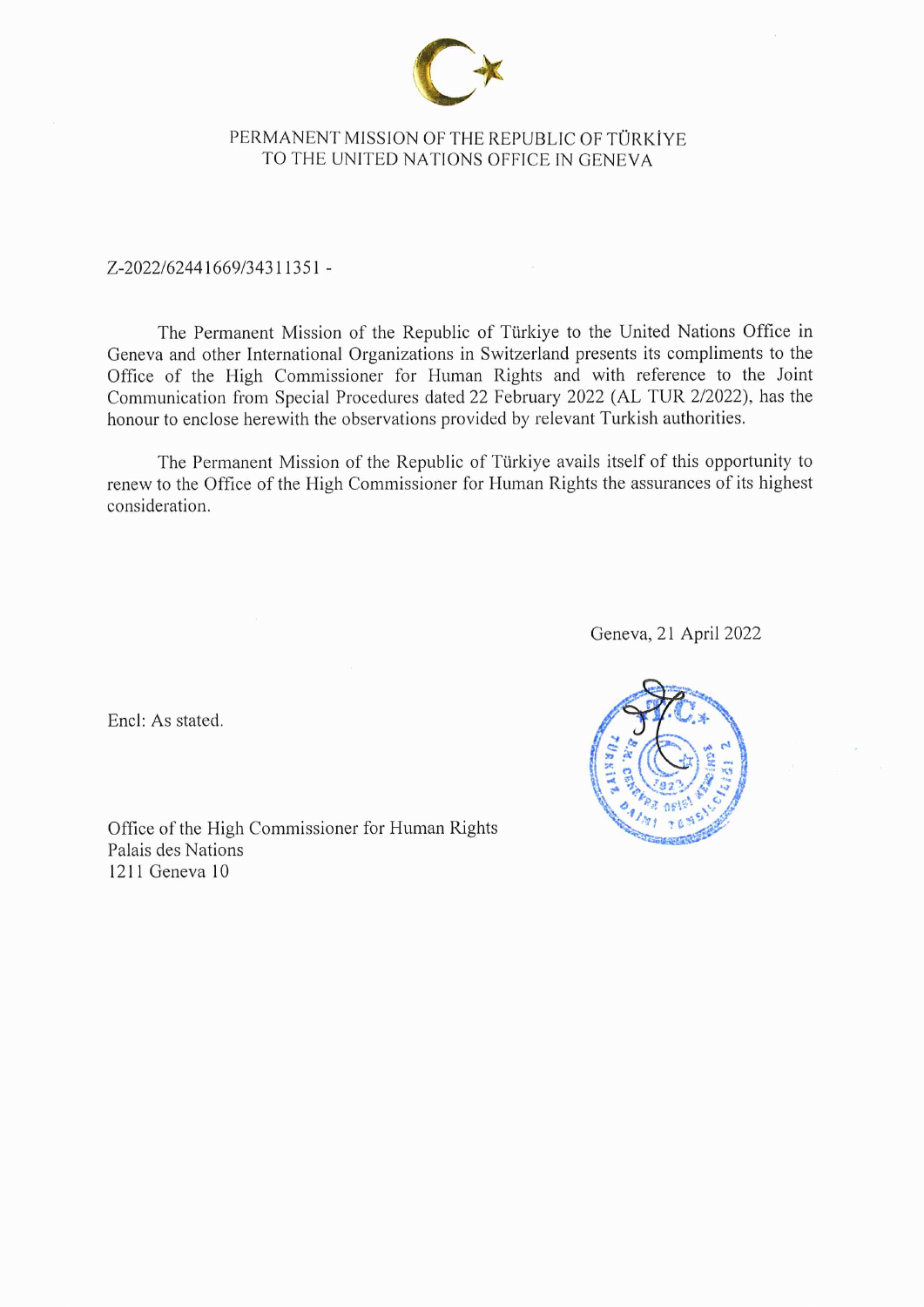PERMANENT MISSION OF THE REPUBLIC OF TÜRKİYE
TO THE UNITED NATIONS OFFICE IN GENEVA

Z-2022/62441669/34311351 -

The Permanent Mission of the Republic of Türkiye to the United Nations Office in Geneva and other International Organizations in Switzerland presents its compliments to the Office of the High Commissioner for Human Rights and with reference to the Joint Communication from Special Procedures dated 22 February 2022 (AL TUR 2/2022), has the honour to enclose herewith the observations provided by relevant Turkish authorities.

The Permanent Mission of the Republic of Türkiye avails itself of this opportunity to renew to the Office of the High Commissioner for Human Rights the assurances of its highest consideration.

Geneva, 21 April 2022

Encl: As stated.

Office of the High Commissioner for Human Rights
Palais des Nations
1211 Geneva 10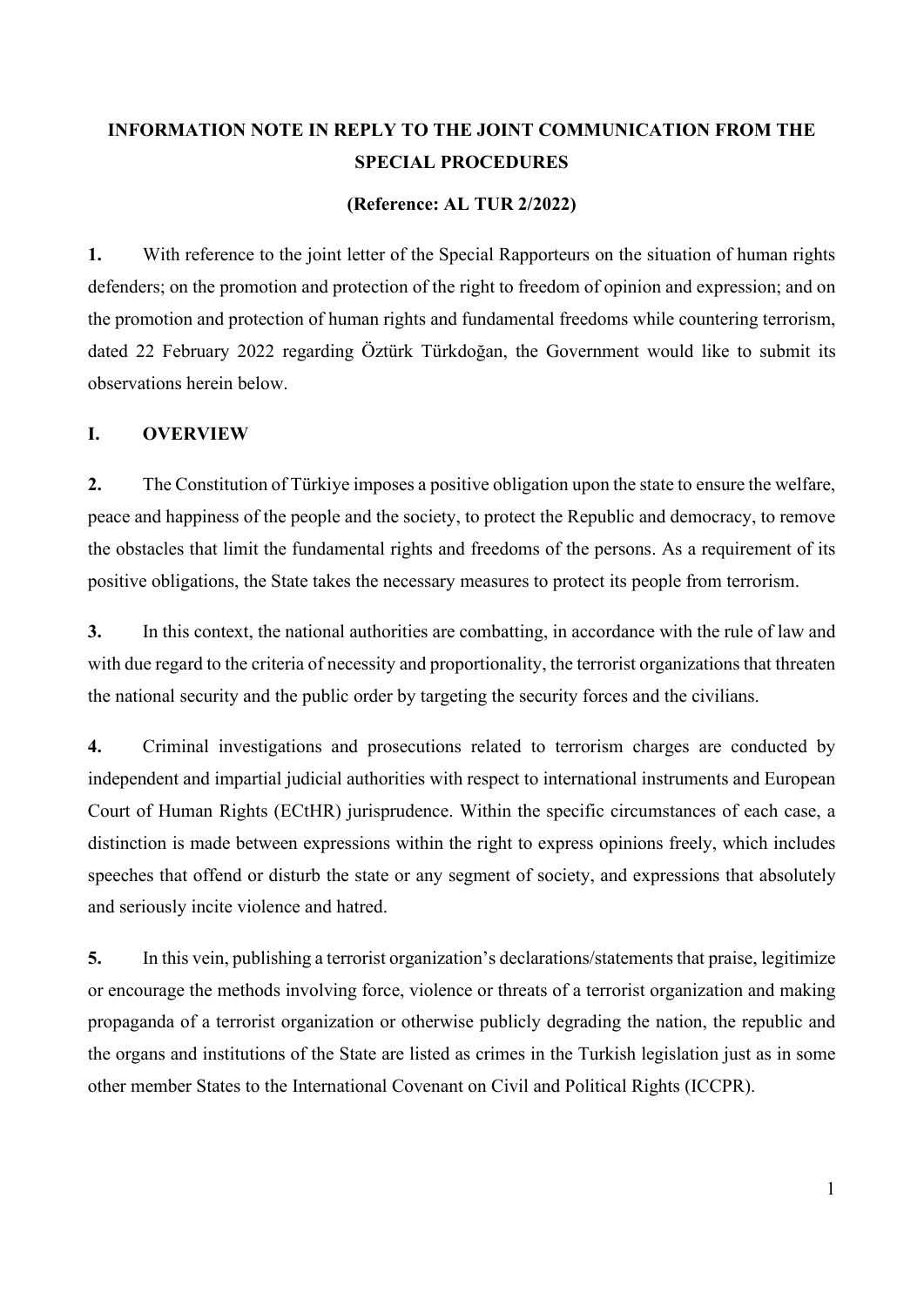**INFORMATION NOTE IN REPLY TO THE JOINT COMMUNICATION FROM THE SPECIAL PROCEDURES**

**(Reference: AL TUR 2/2022)**

**1.** With reference to the joint letter of the Special Rapporteurs on the situation of human rights defenders; on the promotion and protection of the right to freedom of opinion and expression; and on the promotion and protection of human rights and fundamental freedoms while countering terrorism, dated 22 February 2022 regarding Öztürk Türkdoğan, the Government would like to submit its observations herein below.

## I. OVERVIEW

**2.** The Constitution of Türkiye imposes a positive obligation upon the state to ensure the welfare, peace and happiness of the people and the society, to protect the Republic and democracy, to remove the obstacles that limit the fundamental rights and freedoms of the persons. As a requirement of its positive obligations, the State takes the necessary measures to protect its people from terrorism.

**3.** In this context, the national authorities are combatting, in accordance with the rule of law and with due regard to the criteria of necessity and proportionality, the terrorist organizations that threaten the national security and the public order by targeting the security forces and the civilians.

**4.** Criminal investigations and prosecutions related to terrorism charges are conducted by independent and impartial judicial authorities with respect to international instruments and European Court of Human Rights (ECtHR) jurisprudence. Within the specific circumstances of each case, a distinction is made between expressions within the right to express opinions freely, which includes speeches that offend or disturb the state or any segment of society, and expressions that absolutely and seriously incite violence and hatred.

**5.** In this vein, publishing a terrorist organization's declarations/statements that praise, legitimize or encourage the methods involving force, violence or threats of a terrorist organization and making propaganda of a terrorist organization or otherwise publicly degrading the nation, the republic and the organs and institutions of the State are listed as crimes in the Turkish legislation just as in some other member States to the International Covenant on Civil and Political Rights (ICCPR).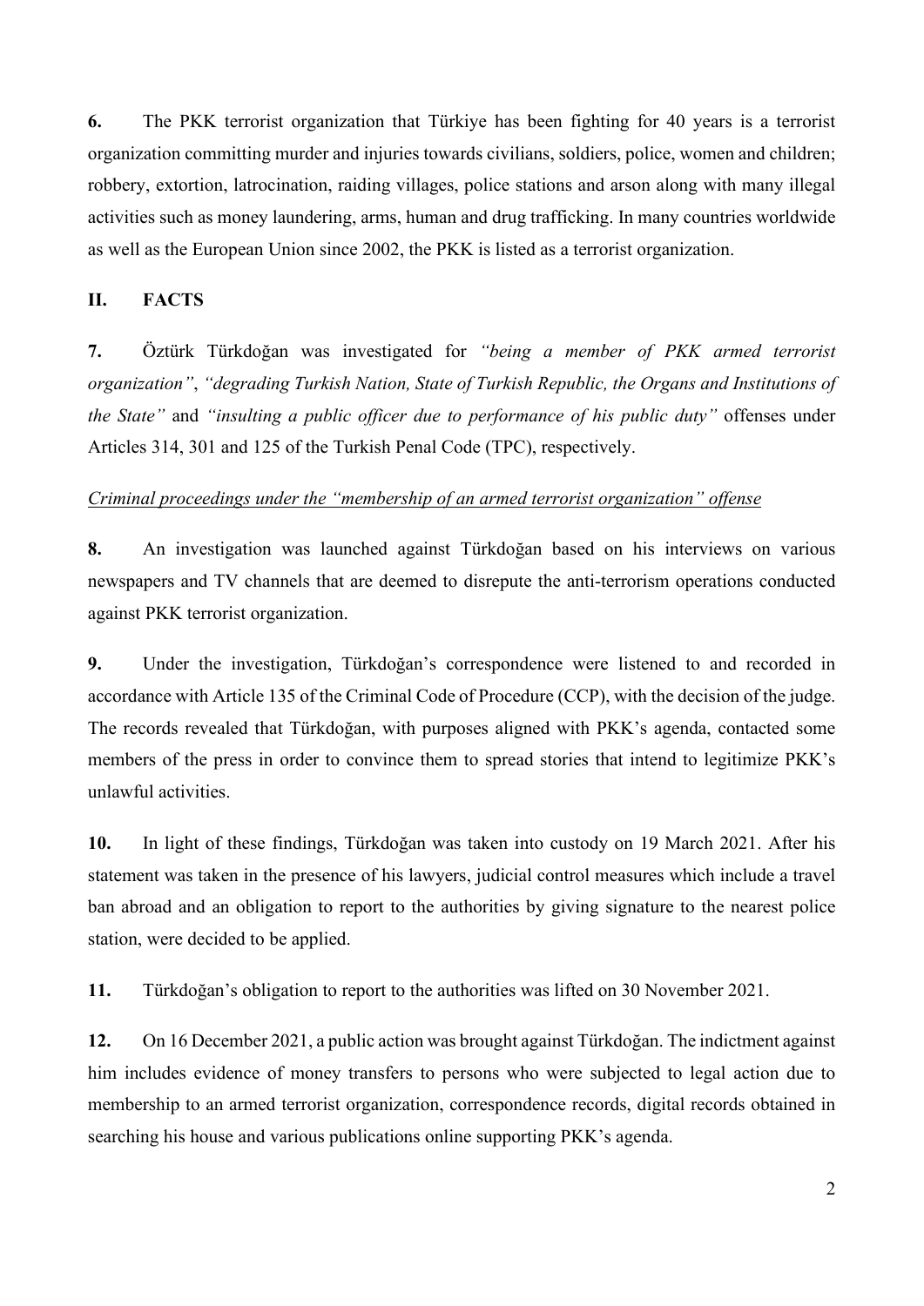**6.** The PKK terrorist organization that Türkiye has been fighting for 40 years is a terrorist organization committing murder and injuries towards civilians, soldiers, police, women and children; robbery, extortion, latrocination, raiding villages, police stations and arson along with many illegal activities such as money laundering, arms, human and drug trafficking. In many countries worldwide as well as the European Union since 2002, the PKK is listed as a terrorist organization.

## II. FACTS

**7.** Öztürk Türkdoğan was investigated for *"being a member of PKK armed terrorist organization"*, *"degrading Turkish Nation, State of Turkish Republic, the Organs and Institutions of the State"* and *"insulting a public officer due to performance of his public duty"* offenses under Articles 314, 301 and 125 of the Turkish Penal Code (TPC), respectively.

<u>*Criminal proceedings under the "membership of an armed terrorist organization" offense*</u>

**8.** An investigation was launched against Türkdoğan based on his interviews on various newspapers and TV channels that are deemed to disrepute the anti-terrorism operations conducted against PKK terrorist organization.

**9.** Under the investigation, Türkdoğan's correspondence were listened to and recorded in accordance with Article 135 of the Criminal Code of Procedure (CCP), with the decision of the judge. The records revealed that Türkdoğan, with purposes aligned with PKK's agenda, contacted some members of the press in order to convince them to spread stories that intend to legitimize PKK's unlawful activities.

**10.** In light of these findings, Türkdoğan was taken into custody on 19 March 2021. After his statement was taken in the presence of his lawyers, judicial control measures which include a travel ban abroad and an obligation to report to the authorities by giving signature to the nearest police station, were decided to be applied.

**11.** Türkdoğan's obligation to report to the authorities was lifted on 30 November 2021.

**12.** On 16 December 2021, a public action was brought against Türkdoğan. The indictment against him includes evidence of money transfers to persons who were subjected to legal action due to membership to an armed terrorist organization, correspondence records, digital records obtained in searching his house and various publications online supporting PKK's agenda.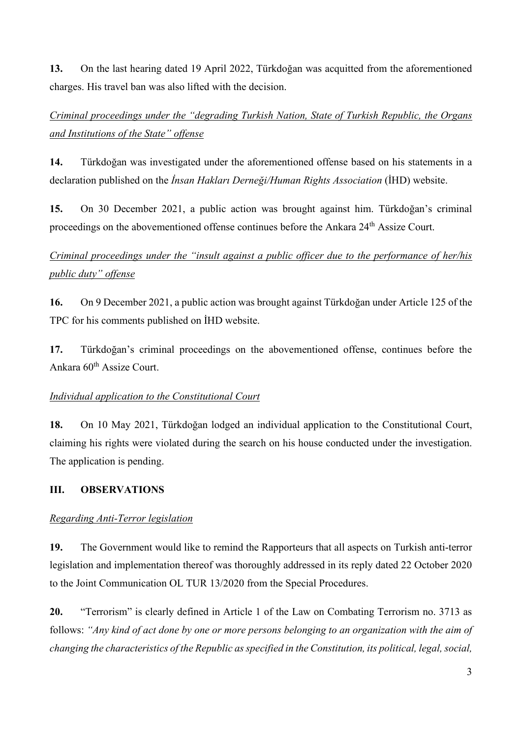**13.** On the last hearing dated 19 April 2022, Türkdoğan was acquitted from the aforementioned charges. His travel ban was also lifted with the decision.

*Criminal proceedings under the "degrading Turkish Nation, State of Turkish Republic, the Organs and Institutions of the State" offense*

**14.** Türkdoğan was investigated under the aforementioned offense based on his statements in a declaration published on the *İnsan Hakları Derneği/Human Rights Association* (İHD) website.

**15.** On 30 December 2021, a public action was brought against him. Türkdoğan's criminal proceedings on the abovementioned offense continues before the Ankara 24th Assize Court.

*Criminal proceedings under the "insult against a public officer due to the performance of her/his public duty" offense*

**16.** On 9 December 2021, a public action was brought against Türkdoğan under Article 125 of the TPC for his comments published on İHD website.

**17.** Türkdoğan's criminal proceedings on the abovementioned offense, continues before the Ankara 60th Assize Court.

*Individual application to the Constitutional Court*

**18.** On 10 May 2021, Türkdoğan lodged an individual application to the Constitutional Court, claiming his rights were violated during the search on his house conducted under the investigation. The application is pending.

## III. OBSERVATIONS

*Regarding Anti-Terror legislation*

**19.** The Government would like to remind the Rapporteurs that all aspects on Turkish anti-terror legislation and implementation thereof was thoroughly addressed in its reply dated 22 October 2020 to the Joint Communication OL TUR 13/2020 from the Special Procedures.

**20.** "Terrorism" is clearly defined in Article 1 of the Law on Combating Terrorism no. 3713 as follows: *"Any kind of act done by one or more persons belonging to an organization with the aim of changing the characteristics of the Republic as specified in the Constitution, its political, legal, social,*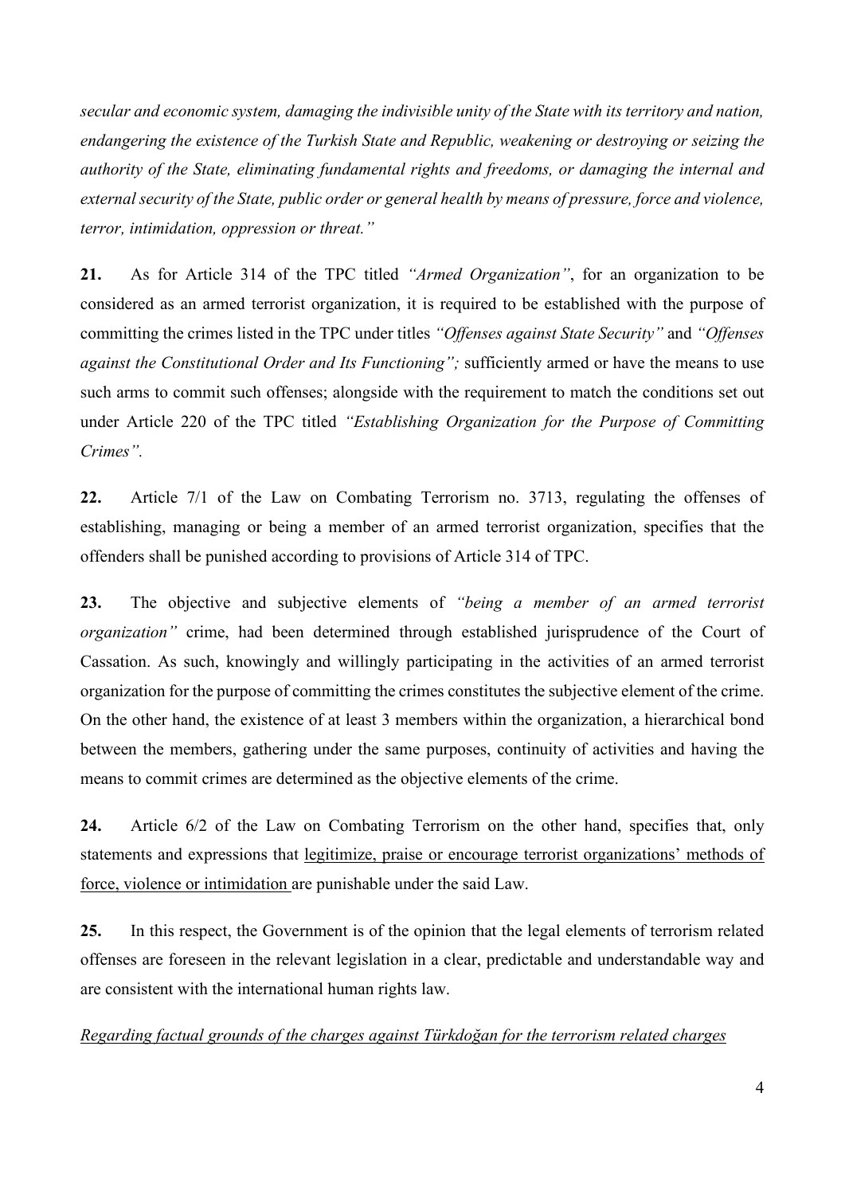*secular and economic system, damaging the indivisible unity of the State with its territory and nation, endangering the existence of the Turkish State and Republic, weakening or destroying or seizing the authority of the State, eliminating fundamental rights and freedoms, or damaging the internal and external security of the State, public order or general health by means of pressure, force and violence, terror, intimidation, oppression or threat."*

**21.** As for Article 314 of the TPC titled *"Armed Organization"*, for an organization to be considered as an armed terrorist organization, it is required to be established with the purpose of committing the crimes listed in the TPC under titles *"Offenses against State Security"* and *"Offenses against the Constitutional Order and Its Functioning";* sufficiently armed or have the means to use such arms to commit such offenses; alongside with the requirement to match the conditions set out under Article 220 of the TPC titled *"Establishing Organization for the Purpose of Committing Crimes".*

**22.** Article 7/1 of the Law on Combating Terrorism no. 3713, regulating the offenses of establishing, managing or being a member of an armed terrorist organization, specifies that the offenders shall be punished according to provisions of Article 314 of TPC.

**23.** The objective and subjective elements of *"being a member of an armed terrorist organization"* crime, had been determined through established jurisprudence of the Court of Cassation. As such, knowingly and willingly participating in the activities of an armed terrorist organization for the purpose of committing the crimes constitutes the subjective element of the crime. On the other hand, the existence of at least 3 members within the organization, a hierarchical bond between the members, gathering under the same purposes, continuity of activities and having the means to commit crimes are determined as the objective elements of the crime.

**24.** Article 6/2 of the Law on Combating Terrorism on the other hand, specifies that, only statements and expressions that <u>legitimize, praise or encourage terrorist organizations' methods of force, violence or intimidation</u> are punishable under the said Law.

**25.** In this respect, the Government is of the opinion that the legal elements of terrorism related offenses are foreseen in the relevant legislation in a clear, predictable and understandable way and are consistent with the international human rights law.

*<u>Regarding factual grounds of the charges against Türkdoğan for the terrorism related charges</u>*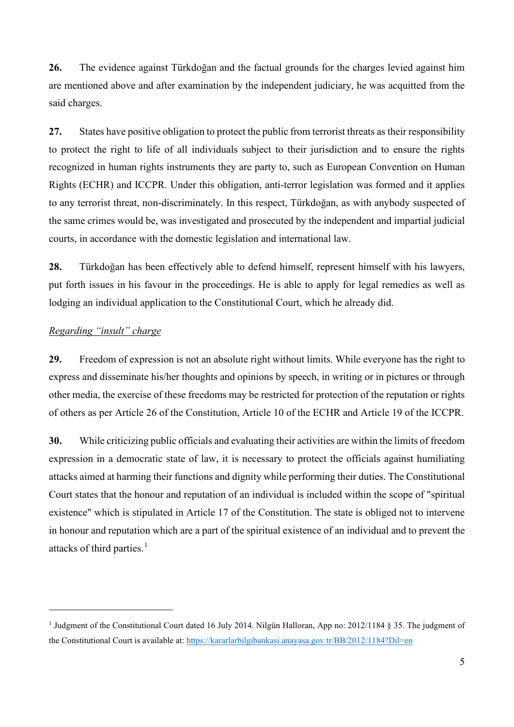**26.** The evidence against Türkdoğan and the factual grounds for the charges levied against him are mentioned above and after examination by the independent judiciary, he was acquitted from the said charges.

**27.** States have positive obligation to protect the public from terrorist threats as their responsibility to protect the right to life of all individuals subject to their jurisdiction and to ensure the rights recognized in human rights instruments they are party to, such as European Convention on Human Rights (ECHR) and ICCPR. Under this obligation, anti-terror legislation was formed and it applies to any terrorist threat, non-discriminately. In this respect, Türkdoğan, as with anybody suspected of the same crimes would be, was investigated and prosecuted by the independent and impartial judicial courts, in accordance with the domestic legislation and international law.

**28.** Türkdoğan has been effectively able to defend himself, represent himself with his lawyers, put forth issues in his favour in the proceedings. He is able to apply for legal remedies as well as lodging an individual application to the Constitutional Court, which he already did.

*Regarding "insult" charge*

**29.** Freedom of expression is not an absolute right without limits. While everyone has the right to express and disseminate his/her thoughts and opinions by speech, in writing or in pictures or through other media, the exercise of these freedoms may be restricted for protection of the reputation or rights of others as per Article 26 of the Constitution, Article 10 of the ECHR and Article 19 of the ICCPR.

**30.** While criticizing public officials and evaluating their activities are within the limits of freedom expression in a democratic state of law, it is necessary to protect the officials against humiliating attacks aimed at harming their functions and dignity while performing their duties. The Constitutional Court states that the honour and reputation of an individual is included within the scope of "spiritual existence" which is stipulated in Article 17 of the Constitution. The state is obliged not to intervene in honour and reputation which are a part of the spiritual existence of an individual and to prevent the attacks of third parties.[1]

---

[1] Judgment of the Constitutional Court dated 16 July 2014. Nilgün Halloran, App no: 2012/1184 § 35. The judgment of the Constitutional Court is available at: https://kararlarbilgibankasi.anayasa.gov.tr/BB/2012/1184?Dil=en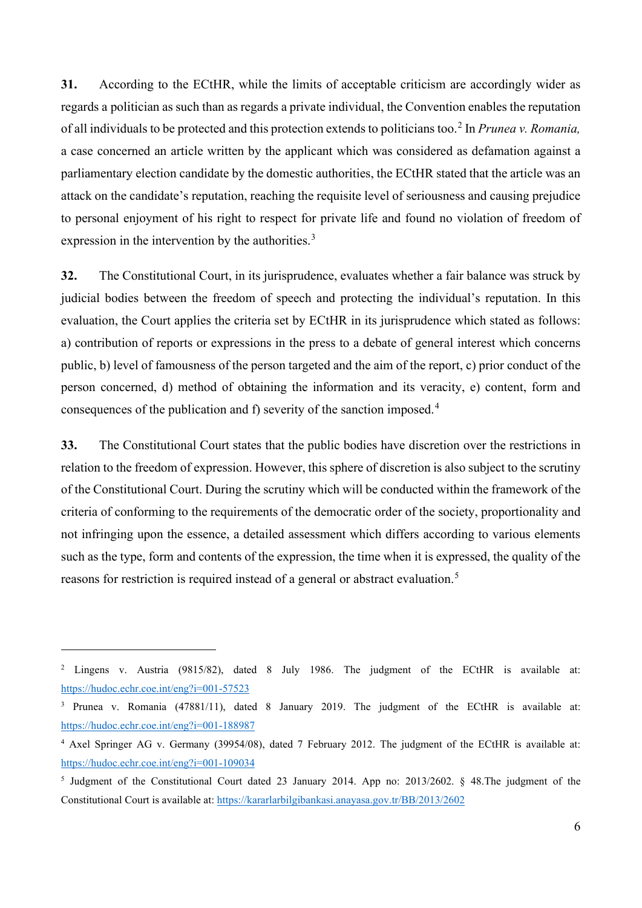**31.** According to the ECtHR, while the limits of acceptable criticism are accordingly wider as regards a politician as such than as regards a private individual, the Convention enables the reputation of all individuals to be protected and this protection extends to politicians too.[2] In *Prunea v. Romania,* a case concerned an article written by the applicant which was considered as defamation against a parliamentary election candidate by the domestic authorities, the ECtHR stated that the article was an attack on the candidate's reputation, reaching the requisite level of seriousness and causing prejudice to personal enjoyment of his right to respect for private life and found no violation of freedom of expression in the intervention by the authorities.[3]

**32.** The Constitutional Court, in its jurisprudence, evaluates whether a fair balance was struck by judicial bodies between the freedom of speech and protecting the individual's reputation. In this evaluation, the Court applies the criteria set by ECtHR in its jurisprudence which stated as follows: a) contribution of reports or expressions in the press to a debate of general interest which concerns public, b) level of famousness of the person targeted and the aim of the report, c) prior conduct of the person concerned, d) method of obtaining the information and its veracity, e) content, form and consequences of the publication and f) severity of the sanction imposed.[4]

**33.** The Constitutional Court states that the public bodies have discretion over the restrictions in relation to the freedom of expression. However, this sphere of discretion is also subject to the scrutiny of the Constitutional Court. During the scrutiny which will be conducted within the framework of the criteria of conforming to the requirements of the democratic order of the society, proportionality and not infringing upon the essence, a detailed assessment which differs according to various elements such as the type, form and contents of the expression, the time when it is expressed, the quality of the reasons for restriction is required instead of a general or abstract evaluation.[5]

---

[2] Lingens v. Austria (9815/82), dated 8 July 1986. The judgment of the ECtHR is available at: https://hudoc.echr.coe.int/eng?i=001-57523

[3] Prunea v. Romania (47881/11), dated 8 January 2019. The judgment of the ECtHR is available at: https://hudoc.echr.coe.int/eng?i=001-188987

[4] Axel Springer AG v. Germany (39954/08), dated 7 February 2012. The judgment of the ECtHR is available at: https://hudoc.echr.coe.int/eng?i=001-109034

[5] Judgment of the Constitutional Court dated 23 January 2014. App no: 2013/2602. § 48.The judgment of the Constitutional Court is available at: https://kararlarbilgibankasi.anayasa.gov.tr/BB/2013/2602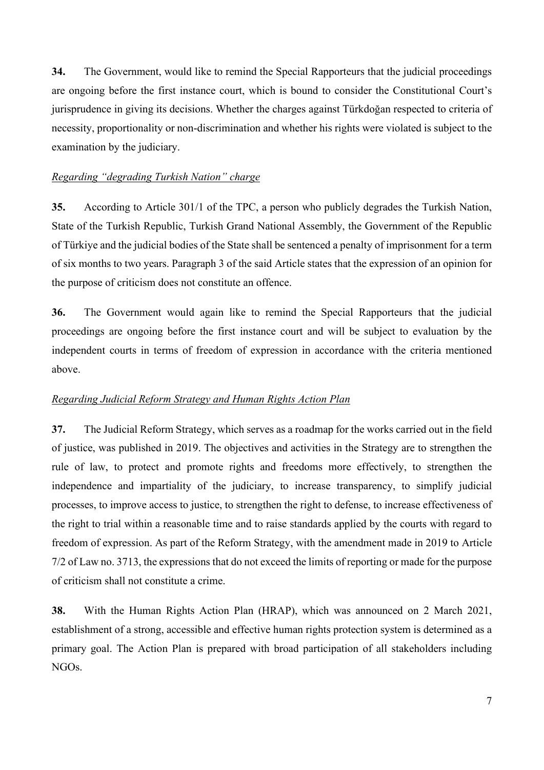**34.** The Government, would like to remind the Special Rapporteurs that the judicial proceedings are ongoing before the first instance court, which is bound to consider the Constitutional Court's jurisprudence in giving its decisions. Whether the charges against Türkdoğan respected to criteria of necessity, proportionality or non-discrimination and whether his rights were violated is subject to the examination by the judiciary.

*Regarding "degrading Turkish Nation" charge*

**35.** According to Article 301/1 of the TPC, a person who publicly degrades the Turkish Nation, State of the Turkish Republic, Turkish Grand National Assembly, the Government of the Republic of Türkiye and the judicial bodies of the State shall be sentenced a penalty of imprisonment for a term of six months to two years. Paragraph 3 of the said Article states that the expression of an opinion for the purpose of criticism does not constitute an offence.

**36.** The Government would again like to remind the Special Rapporteurs that the judicial proceedings are ongoing before the first instance court and will be subject to evaluation by the independent courts in terms of freedom of expression in accordance with the criteria mentioned above.

*Regarding Judicial Reform Strategy and Human Rights Action Plan*

**37.** The Judicial Reform Strategy, which serves as a roadmap for the works carried out in the field of justice, was published in 2019. The objectives and activities in the Strategy are to strengthen the rule of law, to protect and promote rights and freedoms more effectively, to strengthen the independence and impartiality of the judiciary, to increase transparency, to simplify judicial processes, to improve access to justice, to strengthen the right to defense, to increase effectiveness of the right to trial within a reasonable time and to raise standards applied by the courts with regard to freedom of expression. As part of the Reform Strategy, with the amendment made in 2019 to Article 7/2 of Law no. 3713, the expressions that do not exceed the limits of reporting or made for the purpose of criticism shall not constitute a crime.

**38.** With the Human Rights Action Plan (HRAP), which was announced on 2 March 2021, establishment of a strong, accessible and effective human rights protection system is determined as a primary goal. The Action Plan is prepared with broad participation of all stakeholders including NGOs.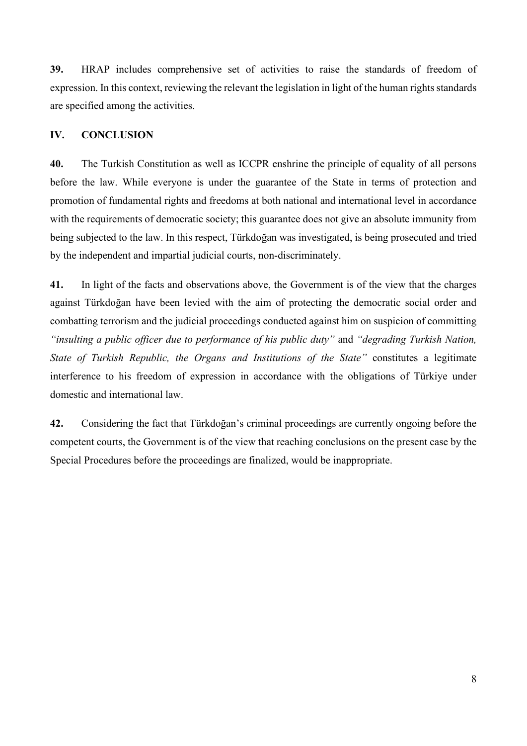**39.** HRAP includes comprehensive set of activities to raise the standards of freedom of expression. In this context, reviewing the relevant the legislation in light of the human rights standards are specified among the activities.

## IV. CONCLUSION

**40.** The Turkish Constitution as well as ICCPR enshrine the principle of equality of all persons before the law. While everyone is under the guarantee of the State in terms of protection and promotion of fundamental rights and freedoms at both national and international level in accordance with the requirements of democratic society; this guarantee does not give an absolute immunity from being subjected to the law. In this respect, Türkdoğan was investigated, is being prosecuted and tried by the independent and impartial judicial courts, non-discriminately.

**41.** In light of the facts and observations above, the Government is of the view that the charges against Türkdoğan have been levied with the aim of protecting the democratic social order and combatting terrorism and the judicial proceedings conducted against him on suspicion of committing *"insulting a public officer due to performance of his public duty"* and *"degrading Turkish Nation, State of Turkish Republic, the Organs and Institutions of the State"* constitutes a legitimate interference to his freedom of expression in accordance with the obligations of Türkiye under domestic and international law.

**42.** Considering the fact that Türkdoğan's criminal proceedings are currently ongoing before the competent courts, the Government is of the view that reaching conclusions on the present case by the Special Procedures before the proceedings are finalized, would be inappropriate.